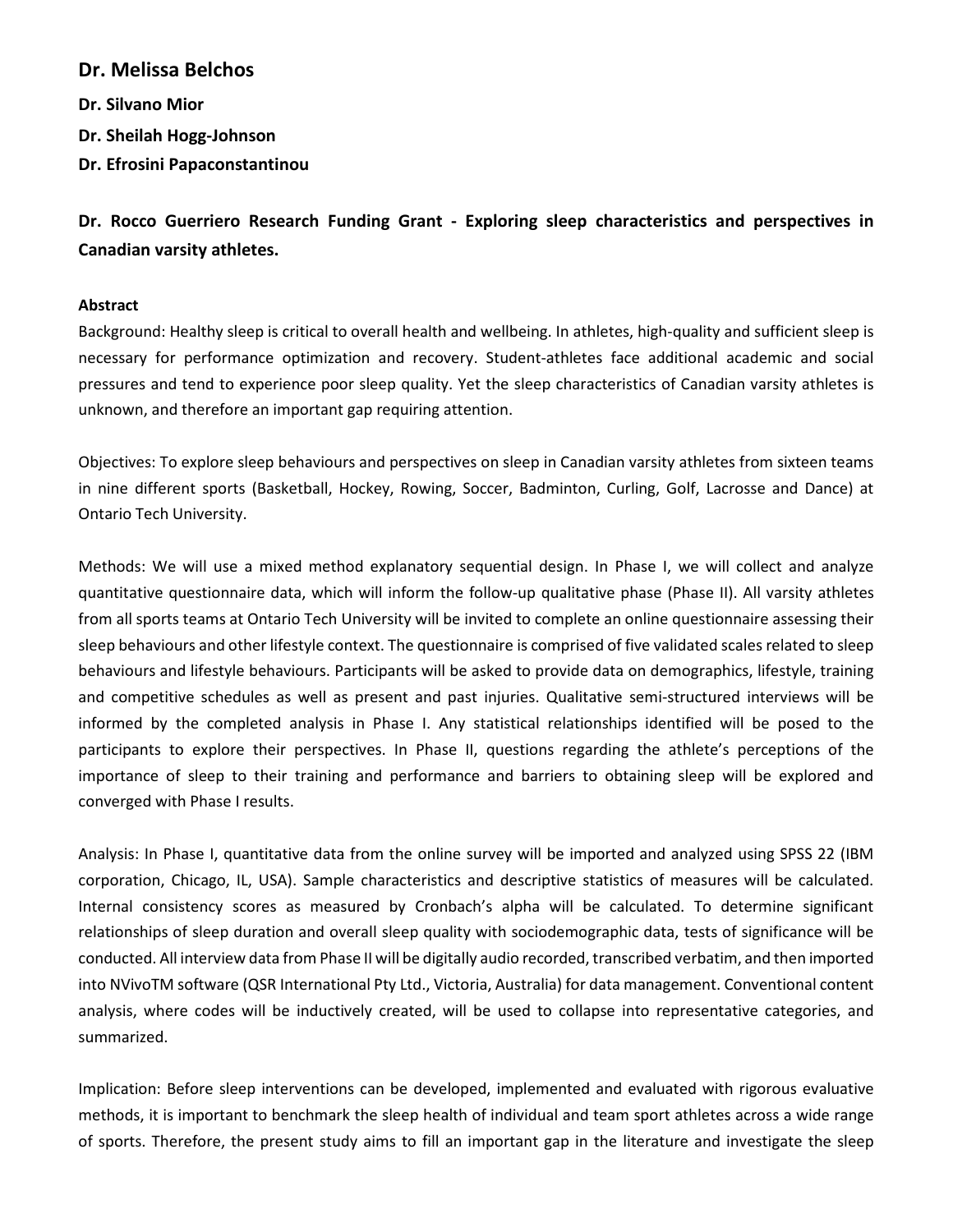**Dr. Melissa Belchos**

**Dr. Silvano Mior**

**Dr. Sheilah Hogg-Johnson**

**Dr. Efrosini Papaconstantinou**

## Dr. Rocco Guerriero Research Funding Grant - Exploring sleep characteristics and perspectives in Canadian varsity athletes.

### Abstract

Background: Healthy sleep is critical to overall health and wellbeing. In athletes, high-quality and sufficient sleep is necessary for performance optimization and recovery. Student-athletes face additional academic and social pressures and tend to experience poor sleep quality. Yet the sleep characteristics of Canadian varsity athletes is unknown, and therefore an important gap requiring attention.

Objectives: To explore sleep behaviours and perspectives on sleep in Canadian varsity athletes from sixteen teams in nine different sports (Basketball, Hockey, Rowing, Soccer, Badminton, Curling, Golf, Lacrosse and Dance) at Ontario Tech University.

Methods: We will use a mixed method explanatory sequential design. In Phase I, we will collect and analyze quantitative questionnaire data, which will inform the follow-up qualitative phase (Phase II). All varsity athletes from all sports teams at Ontario Tech University will be invited to complete an online questionnaire assessing their sleep behaviours and other lifestyle context. The questionnaire is comprised of five validated scales related to sleep behaviours and lifestyle behaviours. Participants will be asked to provide data on demographics, lifestyle, training and competitive schedules as well as present and past injuries. Qualitative semi-structured interviews will be informed by the completed analysis in Phase I. Any statistical relationships identified will be posed to the participants to explore their perspectives. In Phase II, questions regarding the athlete's perceptions of the importance of sleep to their training and performance and barriers to obtaining sleep will be explored and converged with Phase I results.

Analysis: In Phase I, quantitative data from the online survey will be imported and analyzed using SPSS 22 (IBM corporation, Chicago, IL, USA). Sample characteristics and descriptive statistics of measures will be calculated. Internal consistency scores as measured by Cronbach's alpha will be calculated. To determine significant relationships of sleep duration and overall sleep quality with sociodemographic data, tests of significance will be conducted. All interview data from Phase II will be digitally audio recorded, transcribed verbatim, and then imported into NVivoTM software (QSR International Pty Ltd., Victoria, Australia) for data management. Conventional content analysis, where codes will be inductively created, will be used to collapse into representative categories, and summarized.

Implication: Before sleep interventions can be developed, implemented and evaluated with rigorous evaluative methods, it is important to benchmark the sleep health of individual and team sport athletes across a wide range of sports. Therefore, the present study aims to fill an important gap in the literature and investigate the sleep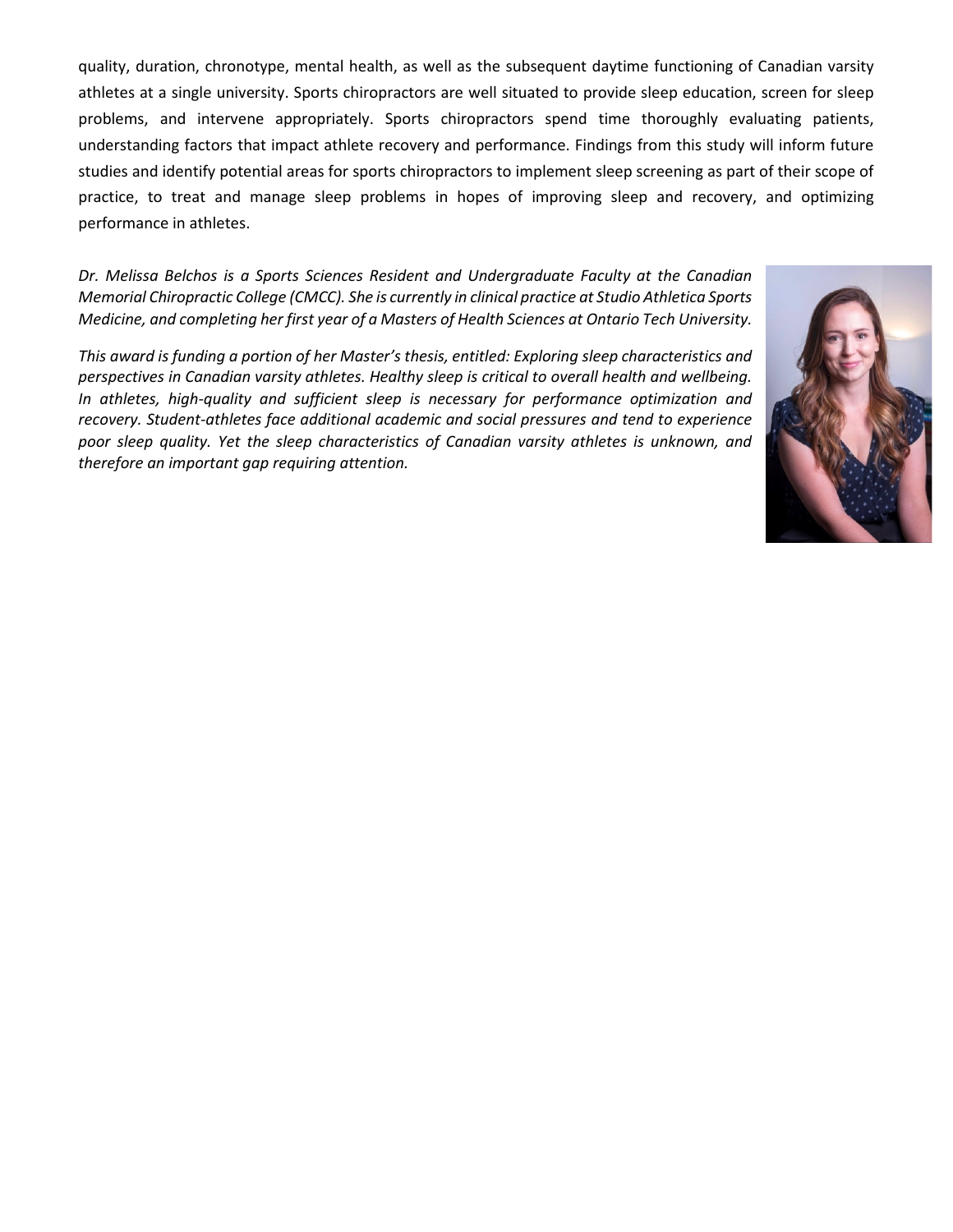quality, duration, chronotype, mental health, as well as the subsequent daytime functioning of Canadian varsity athletes at a single university. Sports chiropractors are well situated to provide sleep education, screen for sleep problems, and intervene appropriately. Sports chiropractors spend time thoroughly evaluating patients, understanding factors that impact athlete recovery and performance. Findings from this study will inform future studies and identify potential areas for sports chiropractors to implement sleep screening as part of their scope of practice, to treat and manage sleep problems in hopes of improving sleep and recovery, and optimizing performance in athletes.

*Dr. Melissa Belchos is a Sports Sciences Resident and Undergraduate Faculty at the Canadian Memorial Chiropractic College (CMCC). She is currently in clinical practice at Studio Athletica Sports Medicine, and completing her first year of a Masters of Health Sciences at Ontario Tech University.*

*This award is funding a portion of her Master's thesis, entitled: Exploring sleep characteristics and perspectives in Canadian varsity athletes. Healthy sleep is critical to overall health and wellbeing. In athletes, high-quality and sufficient sleep is necessary for performance optimization and recovery. Student-athletes face additional academic and social pressures and tend to experience poor sleep quality. Yet the sleep characteristics of Canadian varsity athletes is unknown, and therefore an important gap requiring attention.*